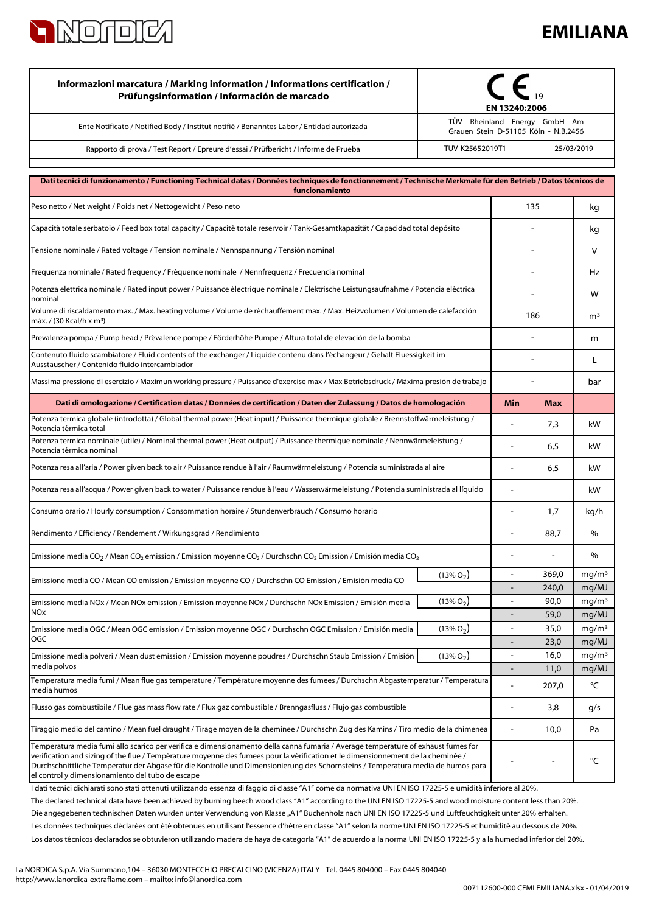# EMILIANA

| Informazioni marcatura / Marking information / Informations certification / Prüfungsinformation / Información de marcado | CE 19 EN 13240:2006 | |
|---|---|---|
| Ente Notificato / Notified Body / Institut notifiè / Benanntes Labor / Entidad autorizada | TÜV Rheinland Energy GmbH Am Grauen Stein D-51105 Köln - N.B.2456 | |
| Rapporto di prova / Test Report / Epreure d'essai / Prüfbericht / Informe de Prueba | TUV-K25652019T1 | 25/03/2019 |

| Dati tecnici di funzionamento / Functioning Technical datas / Données techniques de fonctionnement / Technische Merkmale für den Betrieb / Datos técnicos de funcionamiento | | | | |
|---|---|---|---|---|
| Peso netto / Net weight / Poids net / Nettogewicht / Peso neto | | 135 | | kg |
| Capacità totale serbatoio / Feed box total capacity / Capacité totale reservoir / Tank-Gesamtkapazität / Capacidad total depósito | | - | | kg |
| Tensione nominale / Rated voltage / Tension nominale / Nennspannung / Tensión nominal | | - | | V |
| Frequenza nominale / Rated frequency / Fréquence nominale / Nennfrequenz / Frecuencia nominal | | - | | Hz |
| Potenza elettrica nominale / Rated input power / Puissance électrique nominale / Elektrische Leistungsaufnahme / Potencia eléctrica nominal | | - | | W |
| Volume di riscaldamento max. / Max. heating volume / Volume de réchauffement max. / Max. Heizvolumen / Volumen de calefacción máx. / (30 Kcal/h x m³) | | 186 | | m³ |
| Prevalenza pompa / Pump head / Prévalence pompe / Förderhöhe Pumpe / Altura total de elevaciòn de la bomba | | - | | m |
| Contenuto fluido scambiatore / Fluid contents of the exchanger / Liquide contenu dans l'èchangeur / Gehalt Fluessigkeit im Ausstauscher / Contenido fluido intercambiador | | - | | L |
| Massima pressione di esercizio / Maximun working pressure / Puissance d'exercise max / Max Betriebsdruck / Máxima presión de trabajo | | - | | bar |
| **Dati di omologazione / Certification datas / Données de certification / Daten der Zulassung / Datos de homologación** | | **Min** | **Max** | |
| Potenza termica globale (introdotta) / Global thermal power (Heat input) / Puissance thermique globale / Brennstoffwärmeleistung / Potencia térmica total | | - | 7,3 | kW |
| Potenza termica nominale (utile) / Nominal thermal power (Heat output) / Puissance thermique nominale / Nennwärmeleistung / Potencia térmica nominal | | - | 6,5 | kW |
| Potenza resa all'aria / Power given back to air / Puissance rendue à l'air / Raumwärmeleistung / Potencia suministrada al aire | | - | 6,5 | kW |
| Potenza resa all'acqua / Power given back to water / Puissance rendue à l'eau / Wasserwärmeleistung / Potencia suministrada al líquido | | - | | kW |
| Consumo orario / Hourly consumption / Consommation horaire / Stundenverbrauch / Consumo horario | | - | 1,7 | kg/h |
| Rendimento / Efficiency / Rendement / Wirkungsgrad / Rendimiento | | - | 88,7 | % |
| Emissione media $CO_2$ / Mean $CO_2$ emission / Emission moyenne $CO_2$ / Durchschn $CO_2$ Emission / Emisión media $CO_2$ | | - | - | % |
| Emissione media CO / Mean CO emission / Emission moyenne CO / Durchschn CO Emission / Emisión media CO | (13% $O_2$) | - | 369,0 | mg/m³ |
| | | - | 240,0 | mg/MJ |
| Emissione media NOx / Mean NOx emission / Emission moyenne NOx / Durchschn NOx Emission / Emisión media NOx | (13% $O_2$) | - | 90,0 | mg/m³ |
| | | - | 59,0 | mg/MJ |
| Emissione media OGC / Mean OGC emission / Emission moyenne OGC / Durchschn OGC Emission / Emisión media OGC | (13% $O_2$) | - | 35,0 | mg/m³ |
| | | - | 23,0 | mg/MJ |
| Emissione media polveri / Mean dust emission / Emission moyenne poudres / Durchschn Staub Emission / Emisión media polvos | (13% $O_2$) | - | 16,0 | mg/m³ |
| | | - | 11,0 | mg/MJ |
| Temperatura media fumi / Mean flue gas temperature / Température moyenne des fumees / Durchschn Abgastemperatur / Temperatura media humos | | - | 207,0 | °C |
| Flusso gas combustibile / Flue gas mass flow rate / Flux gaz combustible / Brenngasfluss / Flujo gas combustible | | - | 3,8 | g/s |
| Tiraggio medio del camino / Mean fuel draught / Tirage moyen de la cheminee / Durchschn Zug des Kamins / Tiro medio de la chimenea | | - | 10,0 | Pa |
| Temperatura media fumi allo scarico per verifica e dimensionamento della canna fumaria / Average temperature of exhaust fumes for verification and sizing of the flue / Température moyenne des fumees pour la vèrification et le dimensionnement de la cheminée / Durchschnittliche Temperatur der Abgase für die Kontrolle und Dimensionierung des Schornsteins / Temperatura media de humos para el control y dimensionamiento del tubo de escape | | - | - | °C |

I dati tecnici dichiarati sono stati ottenuti utilizzando essenza di faggio di classe "A1" come da normativa UNI EN ISO 17225-5 e umidità inferiore al 20%.

The declared technical data have been achieved by burning beech wood class "A1" according to the UNI EN ISO 17225-5 and wood moisture content less than 20%.

Die angegebenen technischen Daten wurden unter Verwendung von Klasse „A1" Buchenholz nach UNI EN ISO 17225-5 und Luftfeuchtigkeit unter 20% erhalten.

Les données techniques déclarées ont été obtenues en utilisant l'essence d'hêtre en classe "A1" selon la norme UNI EN ISO 17225-5 et humidité au dessous de 20%.

Los datos técnicos declarados se obtuvieron utilizando madera de haya de categoría "A1" de acuerdo a la norma UNI EN ISO 17225-5 y a la humedad inferior del 20%.

La NORDICA S.p.A. Via Summano,104 – 36030 MONTECCHIO PRECALCINO (VICENZA) ITALY - Tel. 0445 804000 – Fax 0445 804040
http://www.lanordica-extraflame.com – mailto: info@lanordica.com

007112600-000 CEMI EMILIANA.xlsx - 01/04/2019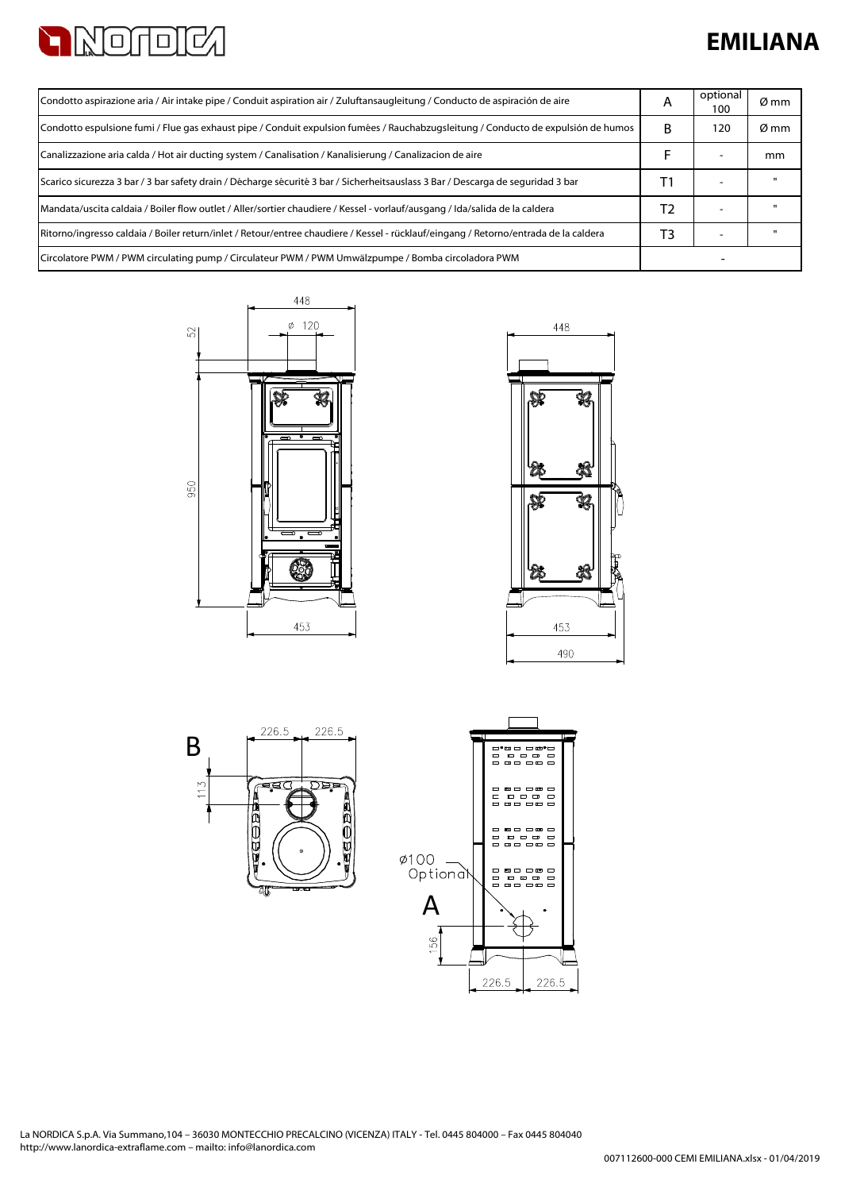# EMILIANA

| | | | |
|---|---|---|---|
| Condotto aspirazione aria / Air intake pipe / Conduit aspiration air / Zuluftansaugleitung / Conducto de aspiración de aire | A | optional 100 | Ø mm |
| Condotto espulsione fumi / Flue gas exhaust pipe / Conduit expulsion fumées / Rauchabzugsleitung / Conducto de expulsión de humos | B | 120 | Ø mm |
| Canalizzazione aria calda / Hot air ducting system / Canalisation / Kanalisierung / Canalizacion de aire | F | - | mm |
| Scarico sicurezza 3 bar / 3 bar safety drain / Décharge sécurité 3 bar / Sicherheitsauslass 3 Bar / Descarga de seguridad 3 bar | T1 | - | " |
| Mandata/uscita caldaia / Boiler flow outlet / Aller/sortier chaudiere / Kessel - vorlauf/ausgang / Ida/salida de la caldera | T2 | - | " |
| Ritorno/ingresso caldaia / Boiler return/inlet / Retour/entree chaudiere / Kessel - rücklauf/eingang / Retorno/entrada de la caldera | T3 | - | " |
| Circolatore PWM / PWM circulating pump / Circulateur PWM / PWM Umwälzpumpe / Bomba circoladora PWM | - | | |

448
ø 120
52
950
453

448
453
490

B
226.5
226.5
113

ø100
Optional
A
156
226.5
226.5

La NORDICA S.p.A. Via Summano,104 – 36030 MONTECCHIO PRECALCINO (VICENZA) ITALY - Tel. 0445 804000 – Fax 0445 804040
http://www.lanordica-extraflame.com – mailto: info@lanordica.com

007112600-000 CEMI EMILIANA.xlsx - 01/04/2019